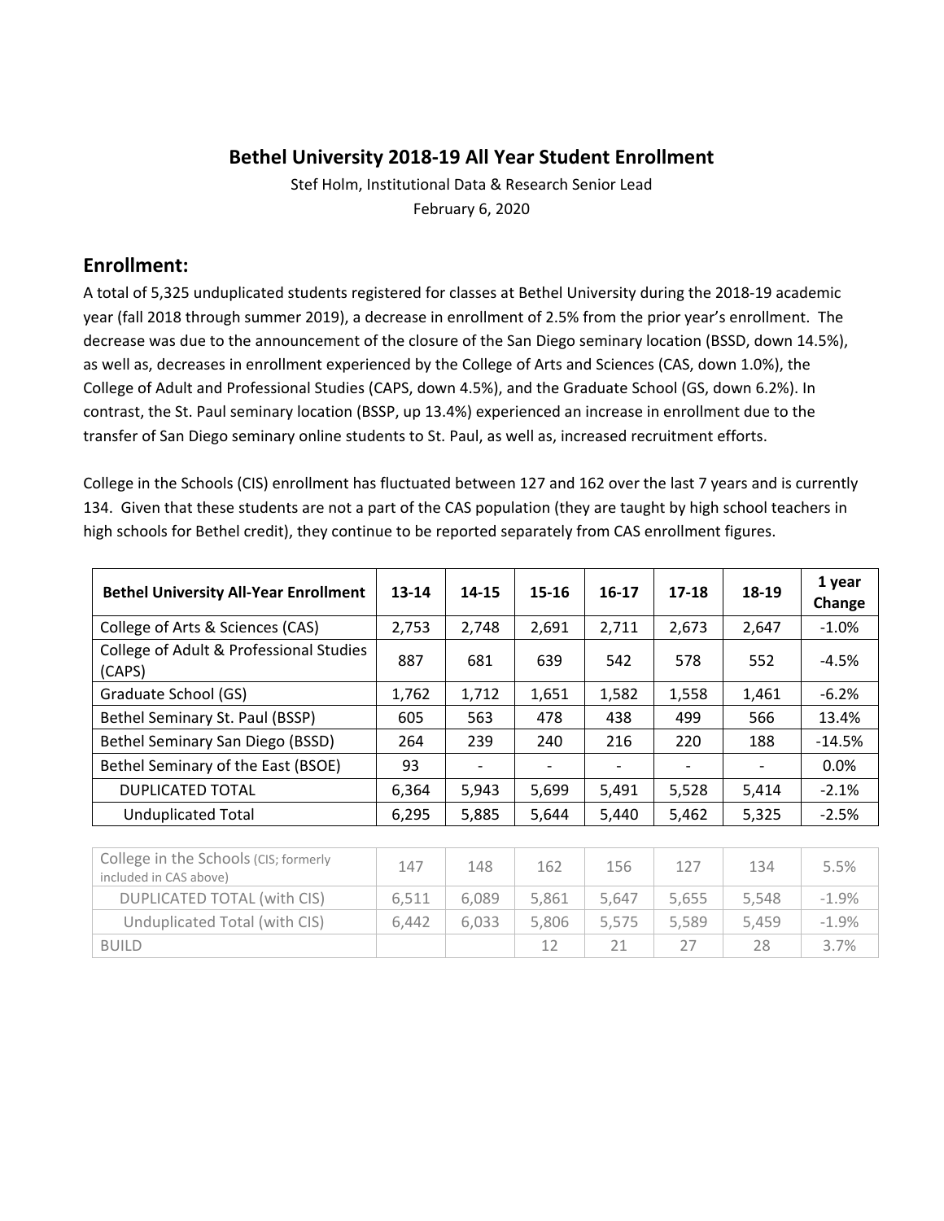# Bethel University 2018-19 All Year Student Enrollment

Stef Holm, Institutional Data & Research Senior Lead

February 6, 2020

## Enrollment:

A total of 5,325 unduplicated students registered for classes at Bethel University during the 2018-19 academic year (fall 2018 through summer 2019), a decrease in enrollment of 2.5% from the prior year's enrollment. The decrease was due to the announcement of the closure of the San Diego seminary location (BSSD, down 14.5%), as well as, decreases in enrollment experienced by the College of Arts and Sciences (CAS, down 1.0%), the College of Adult and Professional Studies (CAPS, down 4.5%), and the Graduate School (GS, down 6.2%). In contrast, the St. Paul seminary location (BSSP, up 13.4%) experienced an increase in enrollment due to the transfer of San Diego seminary online students to St. Paul, as well as, increased recruitment efforts.

College in the Schools (CIS) enrollment has fluctuated between 127 and 162 over the last 7 years and is currently 134. Given that these students are not a part of the CAS population (they are taught by high school teachers in high schools for Bethel credit), they continue to be reported separately from CAS enrollment figures.

| Bethel University All-Year Enrollment | 13-14 | 14-15 | 15-16 | 16-17 | 17-18 | 18-19 | 1 year Change |
|---|---|---|---|---|---|---|---|
| College of Arts & Sciences (CAS) | 2,753 | 2,748 | 2,691 | 2,711 | 2,673 | 2,647 | -1.0% |
| College of Adult & Professional Studies (CAPS) | 887 | 681 | 639 | 542 | 578 | 552 | -4.5% |
| Graduate School (GS) | 1,762 | 1,712 | 1,651 | 1,582 | 1,558 | 1,461 | -6.2% |
| Bethel Seminary St. Paul (BSSP) | 605 | 563 | 478 | 438 | 499 | 566 | 13.4% |
| Bethel Seminary San Diego (BSSD) | 264 | 239 | 240 | 216 | 220 | 188 | -14.5% |
| Bethel Seminary of the East (BSOE) | 93 | - | - | - | - | - | 0.0% |
| DUPLICATED TOTAL | 6,364 | 5,943 | 5,699 | 5,491 | 5,528 | 5,414 | -2.1% |
| Unduplicated Total | 6,295 | 5,885 | 5,644 | 5,440 | 5,462 | 5,325 | -2.5% |

| | | | | | | | |
|---|---|---|---|---|---|---|---|
| College in the Schools (CIS; formerly included in CAS above) | 147 | 148 | 162 | 156 | 127 | 134 | 5.5% |
| DUPLICATED TOTAL (with CIS) | 6,511 | 6,089 | 5,861 | 5,647 | 5,655 | 5,548 | -1.9% |
| Unduplicated Total (with CIS) | 6,442 | 6,033 | 5,806 | 5,575 | 5,589 | 5,459 | -1.9% |
| BUILD | | | 12 | 21 | 27 | 28 | 3.7% |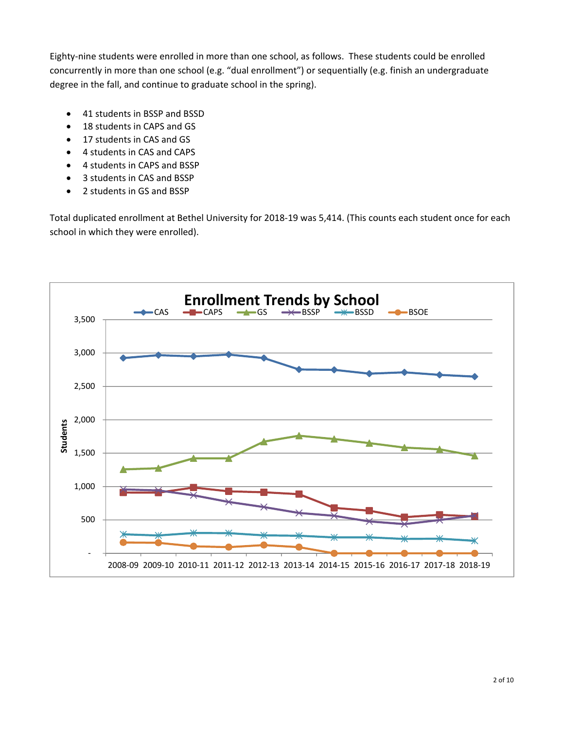Eighty-nine students were enrolled in more than one school, as follows. These students could be enrolled concurrently in more than one school (e.g. "dual enrollment") or sequentially (e.g. finish an undergraduate degree in the fall, and continue to graduate school in the spring).

- 41 students in BSSP and BSSD
- 18 students in CAPS and GS
- 17 students in CAS and GS
- 4 students in CAS and CAPS
- 4 students in CAPS and BSSP
- 3 students in CAS and BSSP
- 2 students in GS and BSSP

Total duplicated enrollment at Bethel University for 2018-19 was 5,414. (This counts each student once for each school in which they were enrolled).

**Enrollment Trends by School**

Legend: CAS, CAPS, GS, BSSP, BSSD, BSOE

Y-axis: Students (-, 500, 1,000, 1,500, 2,000, 2,500, 3,000, 3,500)

X-axis: 2008-09, 2009-10, 2010-11, 2011-12, 2012-13, 2013-14, 2014-15, 2015-16, 2016-17, 2017-18, 2018-19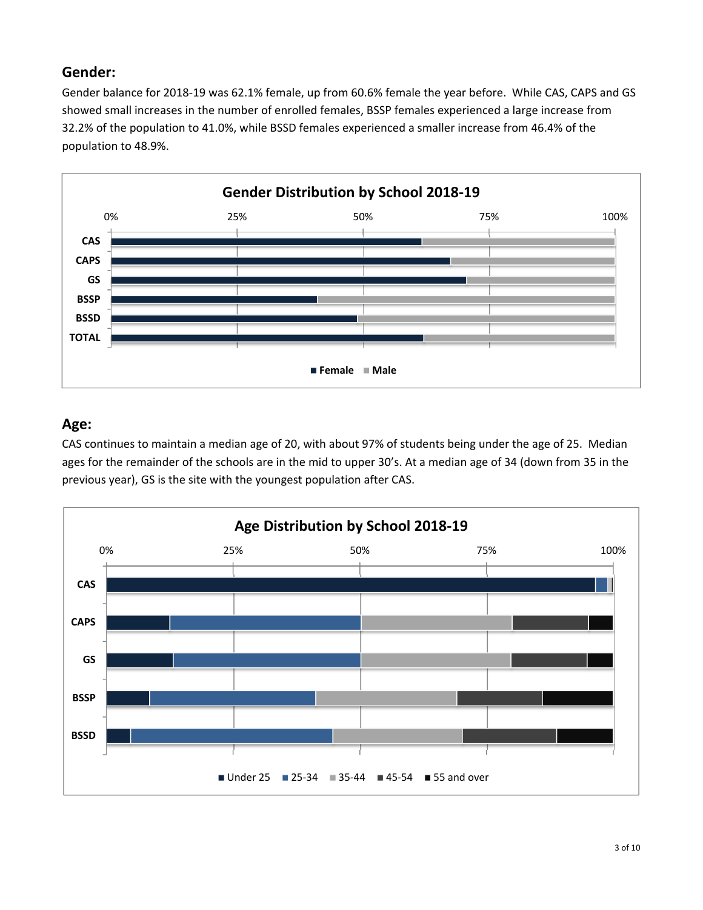## Gender:

Gender balance for 2018-19 was 62.1% female, up from 60.6% female the year before. While CAS, CAPS and GS showed small increases in the number of enrolled females, BSSP females experienced a large increase from 32.2% of the population to 41.0%, while BSSD females experienced a smaller increase from 46.4% of the population to 48.9%.

**Gender Distribution by School 2018-19**

## Age:

CAS continues to maintain a median age of 20, with about 97% of students being under the age of 25. Median ages for the remainder of the schools are in the mid to upper 30's. At a median age of 34 (down from 35 in the previous year), GS is the site with the youngest population after CAS.

**Age Distribution by School 2018-19**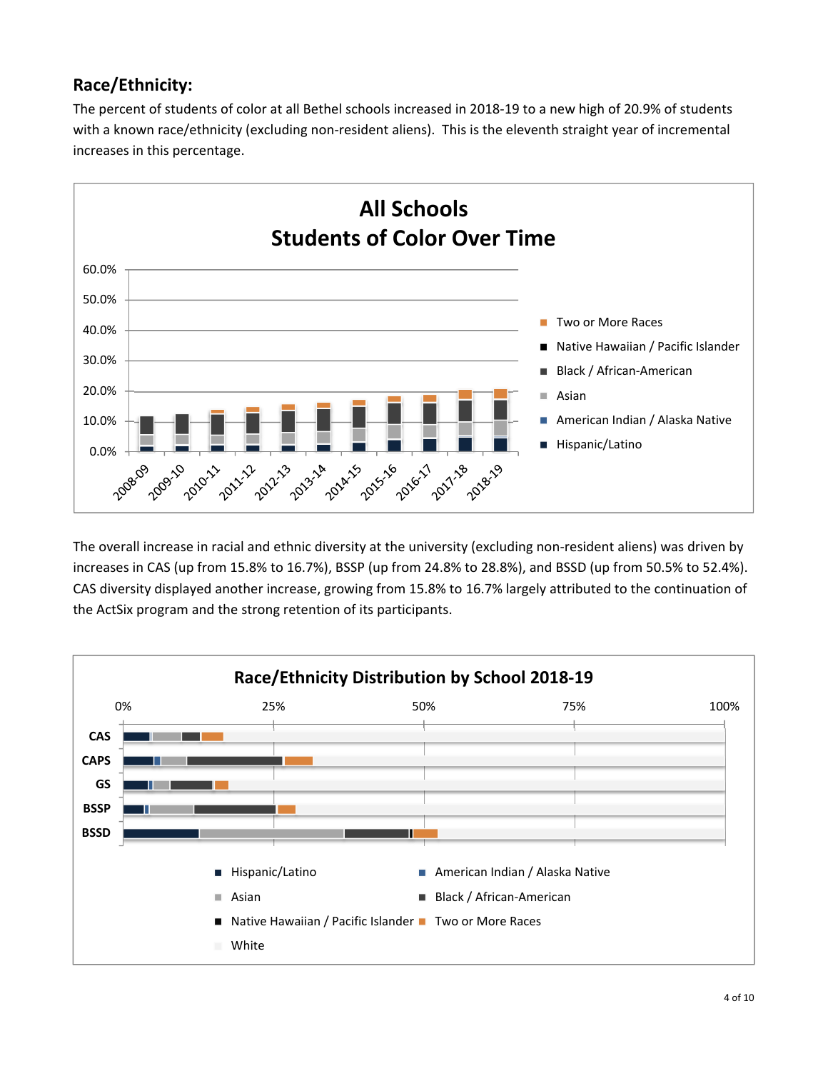## Race/Ethnicity:

The percent of students of color at all Bethel schools increased in 2018-19 to a new high of 20.9% of students with a known race/ethnicity (excluding non-resident aliens). This is the eleventh straight year of incremental increases in this percentage.

The overall increase in racial and ethnic diversity at the university (excluding non-resident aliens) was driven by increases in CAS (up from 15.8% to 16.7%), BSSP (up from 24.8% to 28.8%), and BSSD (up from 50.5% to 52.4%). CAS diversity displayed another increase, growing from 15.8% to 16.7% largely attributed to the continuation of the ActSix program and the strong retention of its participants.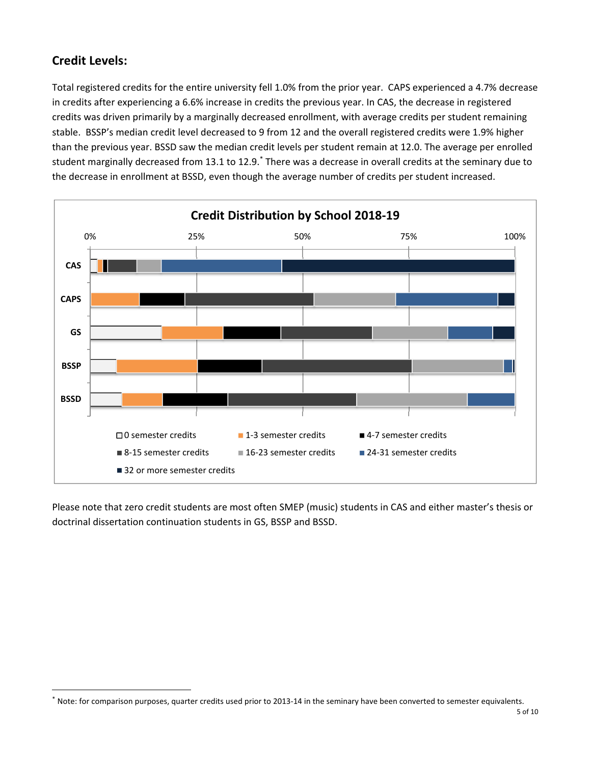## Credit Levels:

Total registered credits for the entire university fell 1.0% from the prior year. CAPS experienced a 4.7% decrease in credits after experiencing a 6.6% increase in credits the previous year. In CAS, the decrease in registered credits was driven primarily by a marginally decreased enrollment, with average credits per student remaining stable. BSSP's median credit level decreased to 9 from 12 and the overall registered credits were 1.9% higher than the previous year. BSSD saw the median credit levels per student remain at 12.0. The average per enrolled student marginally decreased from 13.1 to 12.9.* There was a decrease in overall credits at the seminary due to the decrease in enrollment at BSSD, even though the average number of credits per student increased.

**Credit Distribution by School 2018-19**

(Chart: CAS, CAPS, GS, BSSP, BSSD; 0%–100%; legend: 0 semester credits, 1-3 semester credits, 4-7 semester credits, 8-15 semester credits, 16-23 semester credits, 24-31 semester credits, 32 or more semester credits)

Please note that zero credit students are most often SMEP (music) students in CAS and either master's thesis or doctrinal dissertation continuation students in GS, BSSP and BSSD.

* Note: for comparison purposes, quarter credits used prior to 2013-14 in the seminary have been converted to semester equivalents.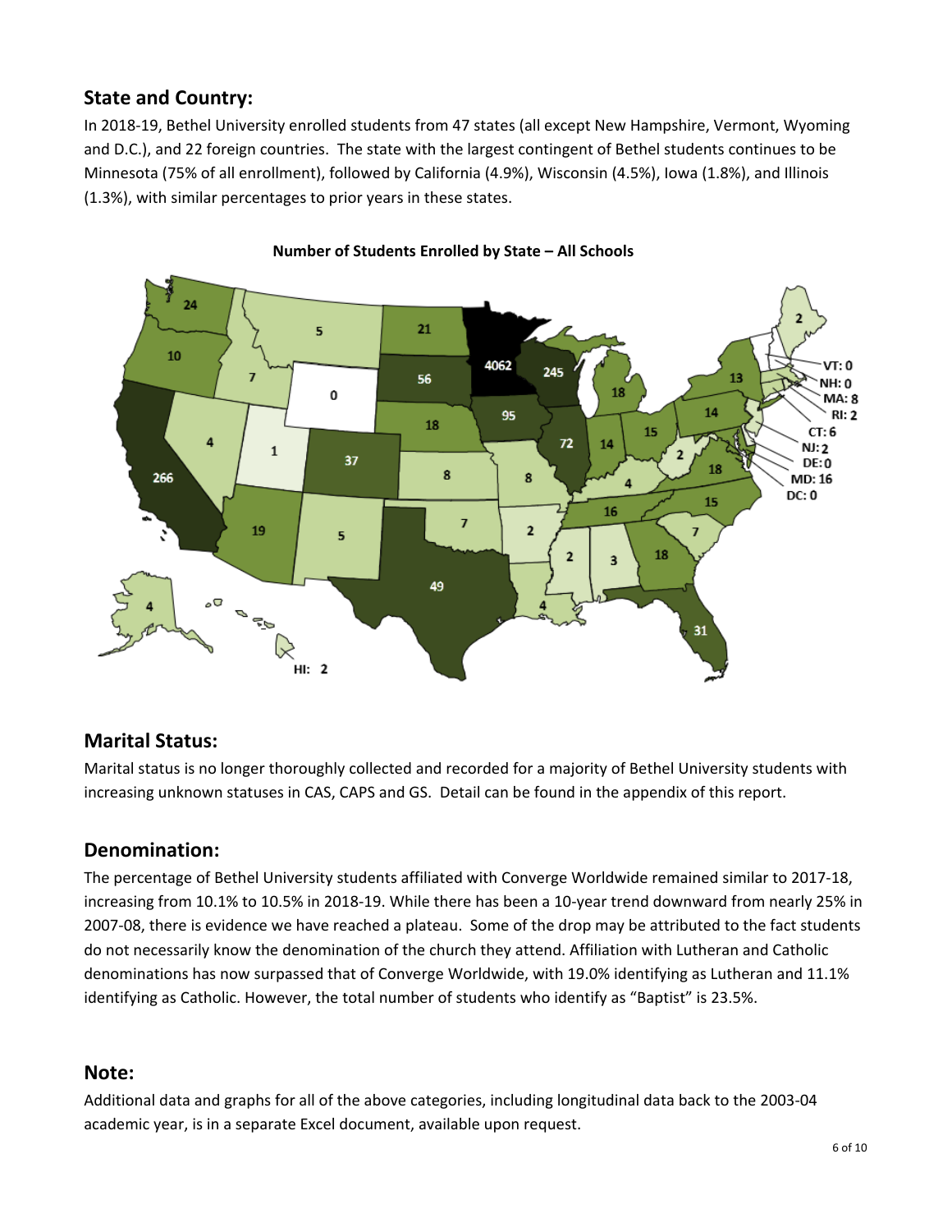## State and Country:

In 2018-19, Bethel University enrolled students from 47 states (all except New Hampshire, Vermont, Wyoming and D.C.), and 22 foreign countries. The state with the largest contingent of Bethel students continues to be Minnesota (75% of all enrollment), followed by California (4.9%), Wisconsin (4.5%), Iowa (1.8%), and Illinois (1.3%), with similar percentages to prior years in these states.

**Number of Students Enrolled by State – All Schools**

## Marital Status:

Marital status is no longer thoroughly collected and recorded for a majority of Bethel University students with increasing unknown statuses in CAS, CAPS and GS. Detail can be found in the appendix of this report.

## Denomination:

The percentage of Bethel University students affiliated with Converge Worldwide remained similar to 2017-18, increasing from 10.1% to 10.5% in 2018-19. While there has been a 10-year trend downward from nearly 25% in 2007-08, there is evidence we have reached a plateau. Some of the drop may be attributed to the fact students do not necessarily know the denomination of the church they attend. Affiliation with Lutheran and Catholic denominations has now surpassed that of Converge Worldwide, with 19.0% identifying as Lutheran and 11.1% identifying as Catholic. However, the total number of students who identify as "Baptist" is 23.5%.

## Note:

Additional data and graphs for all of the above categories, including longitudinal data back to the 2003-04 academic year, is in a separate Excel document, available upon request.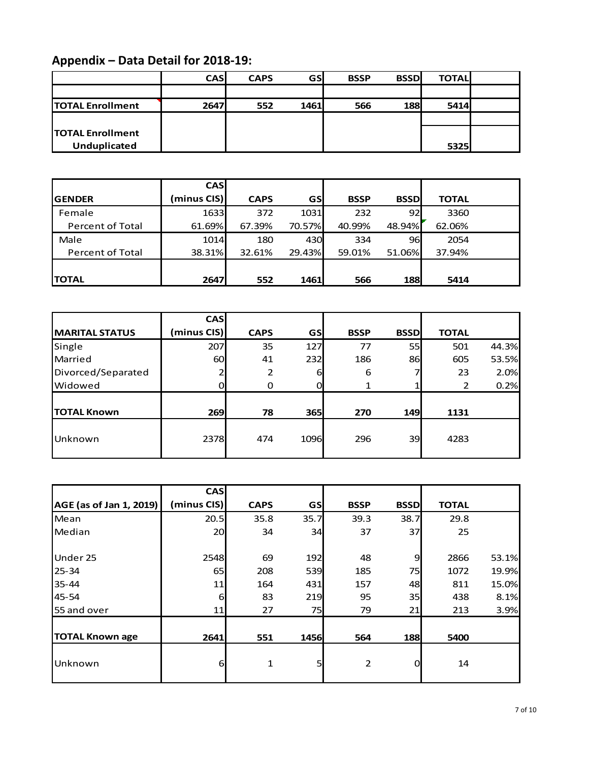## Appendix – Data Detail for 2018-19:

| | CAS | CAPS | GS | BSSP | BSSD | TOTAL | |
|---|---|---|---|---|---|---|---|
| | | | | | | | |
| TOTAL Enrollment | 2647 | 552 | 1461 | 566 | 188 | 5414 | |
| TOTAL Enrollment Unduplicated | | | | | | 5325 | |

| GENDER | CAS (minus CIS) | CAPS | GS | BSSP | BSSD | TOTAL | |
|---|---|---|---|---|---|---|---|
| Female | 1633 | 372 | 1031 | 232 | 92 | 3360 | |
| Percent of Total | 61.69% | 67.39% | 70.57% | 40.99% | 48.94% | 62.06% | |
| Male | 1014 | 180 | 430 | 334 | 96 | 2054 | |
| Percent of Total | 38.31% | 32.61% | 29.43% | 59.01% | 51.06% | 37.94% | |
| TOTAL | 2647 | 552 | 1461 | 566 | 188 | 5414 | |

| MARITAL STATUS | CAS (minus CIS) | CAPS | GS | BSSP | BSSD | TOTAL | |
|---|---|---|---|---|---|---|---|
| Single | 207 | 35 | 127 | 77 | 55 | 501 | 44.3% |
| Married | 60 | 41 | 232 | 186 | 86 | 605 | 53.5% |
| Divorced/Separated | 2 | 2 | 6 | 6 | 7 | 23 | 2.0% |
| Widowed | 0 | 0 | 0 | 1 | 1 | 2 | 0.2% |
| TOTAL Known | 269 | 78 | 365 | 270 | 149 | 1131 | |
| Unknown | 2378 | 474 | 1096 | 296 | 39 | 4283 | |

| AGE (as of Jan 1, 2019) | CAS (minus CIS) | CAPS | GS | BSSP | BSSD | TOTAL | |
|---|---|---|---|---|---|---|---|
| Mean | 20.5 | 35.8 | 35.7 | 39.3 | 38.7 | 29.8 | |
| Median | 20 | 34 | 34 | 37 | 37 | 25 | |
| Under 25 | 2548 | 69 | 192 | 48 | 9 | 2866 | 53.1% |
| 25-34 | 65 | 208 | 539 | 185 | 75 | 1072 | 19.9% |
| 35-44 | 11 | 164 | 431 | 157 | 48 | 811 | 15.0% |
| 45-54 | 6 | 83 | 219 | 95 | 35 | 438 | 8.1% |
| 55 and over | 11 | 27 | 75 | 79 | 21 | 213 | 3.9% |
| TOTAL Known age | 2641 | 551 | 1456 | 564 | 188 | 5400 | |
| Unknown | 6 | 1 | 5 | 2 | 0 | 14 | |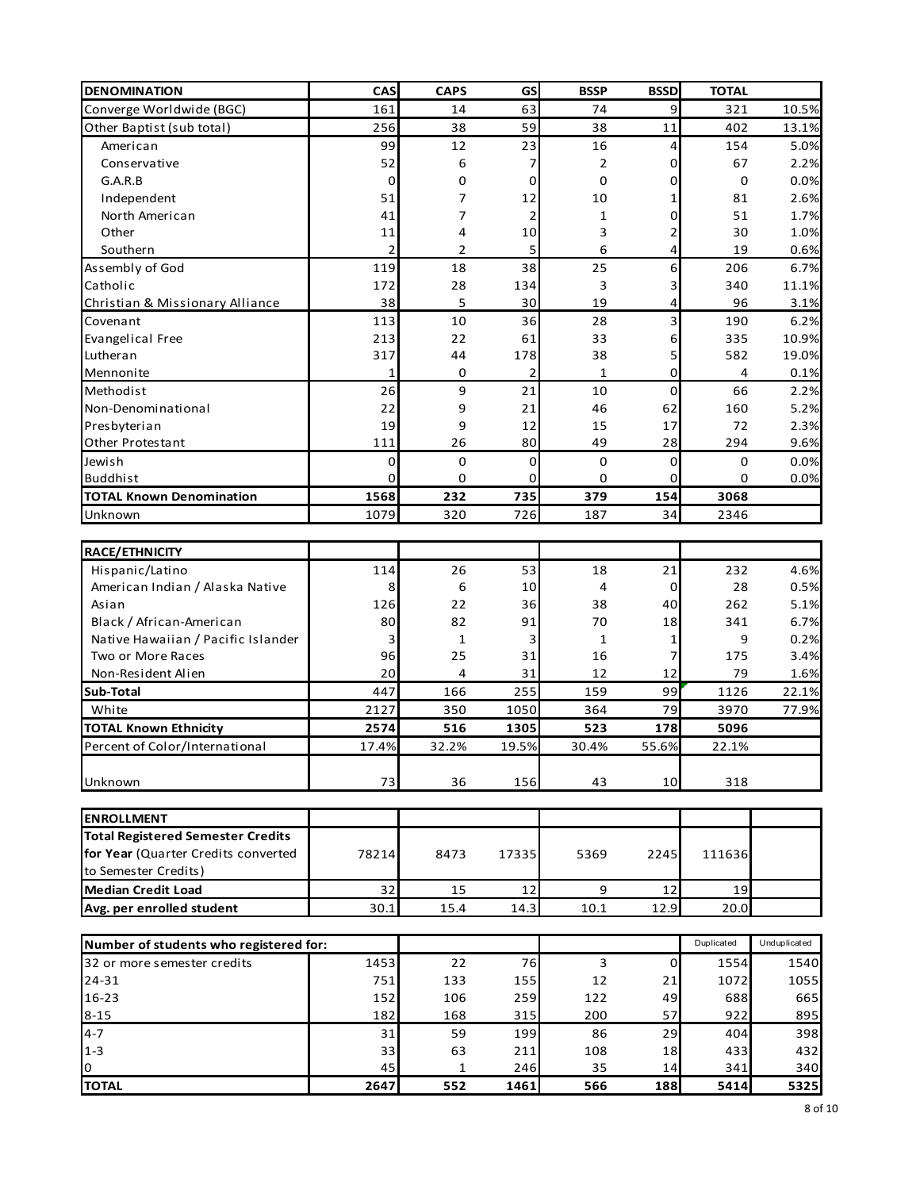| DENOMINATION | CAS | CAPS | GS | BSSP | BSSD | TOTAL | |
|---|---|---|---|---|---|---|---|
| Converge Worldwide (BGC) | 161 | 14 | 63 | 74 | 9 | 321 | 10.5% |
| Other Baptist (sub total) | 256 | 38 | 59 | 38 | 11 | 402 | 13.1% |
| American | 99 | 12 | 23 | 16 | 4 | 154 | 5.0% |
| Conservative | 52 | 6 | 7 | 2 | 0 | 67 | 2.2% |
| G.A.R.B | 0 | 0 | 0 | 0 | 0 | 0 | 0.0% |
| Independent | 51 | 7 | 12 | 10 | 1 | 81 | 2.6% |
| North American | 41 | 7 | 2 | 1 | 0 | 51 | 1.7% |
| Other | 11 | 4 | 10 | 3 | 2 | 30 | 1.0% |
| Southern | 2 | 2 | 5 | 6 | 4 | 19 | 0.6% |
| Assembly of God | 119 | 18 | 38 | 25 | 6 | 206 | 6.7% |
| Catholic | 172 | 28 | 134 | 3 | 3 | 340 | 11.1% |
| Christian & Missionary Alliance | 38 | 5 | 30 | 19 | 4 | 96 | 3.1% |
| Covenant | 113 | 10 | 36 | 28 | 3 | 190 | 6.2% |
| Evangelical Free | 213 | 22 | 61 | 33 | 6 | 335 | 10.9% |
| Lutheran | 317 | 44 | 178 | 38 | 5 | 582 | 19.0% |
| Mennonite | 1 | 0 | 2 | 1 | 0 | 4 | 0.1% |
| Methodist | 26 | 9 | 21 | 10 | 0 | 66 | 2.2% |
| Non-Denominational | 22 | 9 | 21 | 46 | 62 | 160 | 5.2% |
| Presbyterian | 19 | 9 | 12 | 15 | 17 | 72 | 2.3% |
| Other Protestant | 111 | 26 | 80 | 49 | 28 | 294 | 9.6% |
| Jewish | 0 | 0 | 0 | 0 | 0 | 0 | 0.0% |
| Buddhist | 0 | 0 | 0 | 0 | 0 | 0 | 0.0% |
| **TOTAL Known Denomination** | **1568** | **232** | **735** | **379** | **154** | **3068** | |
| Unknown | 1079 | 320 | 726 | 187 | 34 | 2346 | |

| RACE/ETHNICITY | | | | | | | |
|---|---|---|---|---|---|---|---|
| Hispanic/Latino | 114 | 26 | 53 | 18 | 21 | 232 | 4.6% |
| American Indian / Alaska Native | 8 | 6 | 10 | 4 | 0 | 28 | 0.5% |
| Asian | 126 | 22 | 36 | 38 | 40 | 262 | 5.1% |
| Black / African-American | 80 | 82 | 91 | 70 | 18 | 341 | 6.7% |
| Native Hawaiian / Pacific Islander | 3 | 1 | 3 | 1 | 1 | 9 | 0.2% |
| Two or More Races | 96 | 25 | 31 | 16 | 7 | 175 | 3.4% |
| Non-Resident Alien | 20 | 4 | 31 | 12 | 12 | 79 | 1.6% |
| **Sub-Total** | 447 | 166 | 255 | 159 | 99 | 1126 | 22.1% |
| White | 2127 | 350 | 1050 | 364 | 79 | 3970 | 77.9% |
| **TOTAL Known Ethnicity** | **2574** | **516** | **1305** | **523** | **178** | **5096** | |
| Percent of Color/International | 17.4% | 32.2% | 19.5% | 30.4% | 55.6% | 22.1% | |
| Unknown | 73 | 36 | 156 | 43 | 10 | 318 | |

| ENROLLMENT | | | | | | | |
|---|---|---|---|---|---|---|---|
| **Total Registered Semester Credits for Year** (Quarter Credits converted to Semester Credits) | 78214 | 8473 | 17335 | 5369 | 2245 | 111636 | |
| **Median Credit Load** | 32 | 15 | 12 | 9 | 12 | 19 | |
| **Avg. per enrolled student** | 30.1 | 15.4 | 14.3 | 10.1 | 12.9 | 20.0 | |

| Number of students who registered for: | | | | | | Duplicated | Unduplicated |
|---|---|---|---|---|---|---|---|
| 32 or more semester credits | 1453 | 22 | 76 | 3 | 0 | 1554 | 1540 |
| 24-31 | 751 | 133 | 155 | 12 | 21 | 1072 | 1055 |
| 16-23 | 152 | 106 | 259 | 122 | 49 | 688 | 665 |
| 8-15 | 182 | 168 | 315 | 200 | 57 | 922 | 895 |
| 4-7 | 31 | 59 | 199 | 86 | 29 | 404 | 398 |
| 1-3 | 33 | 63 | 211 | 108 | 18 | 433 | 432 |
| 0 | 45 | 1 | 246 | 35 | 14 | 341 | 340 |
| **TOTAL** | **2647** | **552** | **1461** | **566** | **188** | **5414** | **5325** |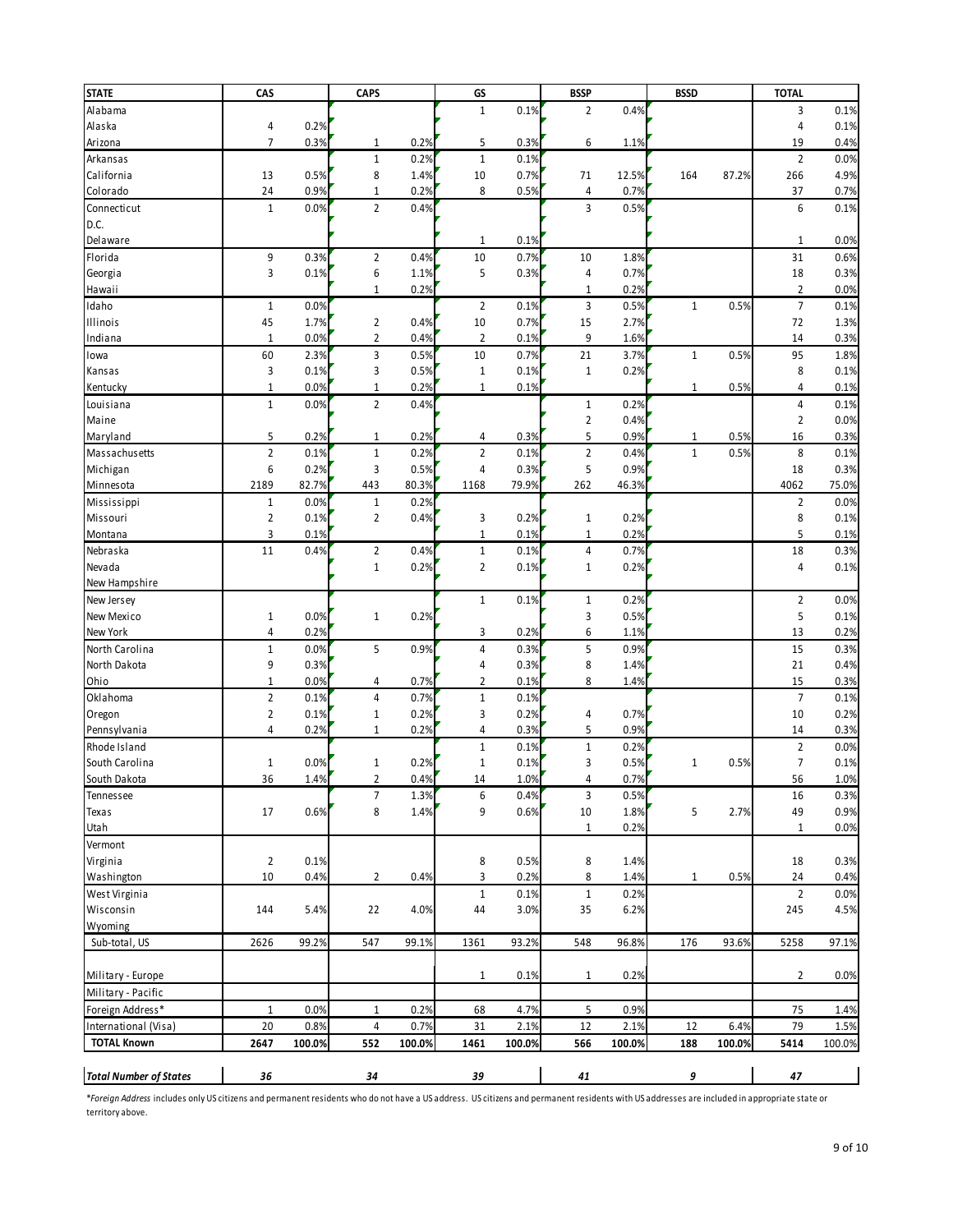| STATE | CAS | | CAPS | | GS | | BSSP | | BSSD | | TOTAL | |
|---|---|---|---|---|---|---|---|---|---|---|---|---|
| Alabama | | | | | 1 | 0.1% | 2 | 0.4% | | | 3 | 0.1% |
| Alaska | 4 | 0.2% | | | | | | | | | 4 | 0.1% |
| Arizona | 7 | 0.3% | 1 | 0.2% | 5 | 0.3% | 6 | 1.1% | | | 19 | 0.4% |
| Arkansas | | | 1 | 0.2% | 1 | 0.1% | | | | | 2 | 0.0% |
| California | 13 | 0.5% | 8 | 1.4% | 10 | 0.7% | 71 | 12.5% | 164 | 87.2% | 266 | 4.9% |
| Colorado | 24 | 0.9% | 1 | 0.2% | 8 | 0.5% | 4 | 0.7% | | | 37 | 0.7% |
| Connecticut | 1 | 0.0% | 2 | 0.4% | | | 3 | 0.5% | | | 6 | 0.1% |
| D.C. | | | | | | | | | | | | |
| Delaware | | | | | 1 | 0.1% | | | | | 1 | 0.0% |
| Florida | 9 | 0.3% | 2 | 0.4% | 10 | 0.7% | 10 | 1.8% | | | 31 | 0.6% |
| Georgia | 3 | 0.1% | 6 | 1.1% | 5 | 0.3% | 4 | 0.7% | | | 18 | 0.3% |
| Hawaii | | | 1 | 0.2% | | | 1 | 0.2% | | | 2 | 0.0% |
| Idaho | 1 | 0.0% | | | 2 | 0.1% | 3 | 0.5% | 1 | 0.5% | 7 | 0.1% |
| Illinois | 45 | 1.7% | 2 | 0.4% | 10 | 0.7% | 15 | 2.7% | | | 72 | 1.3% |
| Indiana | 1 | 0.0% | 2 | 0.4% | 2 | 0.1% | 9 | 1.6% | | | 14 | 0.3% |
| Iowa | 60 | 2.3% | 3 | 0.5% | 10 | 0.7% | 21 | 3.7% | 1 | 0.5% | 95 | 1.8% |
| Kansas | 3 | 0.1% | 3 | 0.5% | 1 | 0.1% | 1 | 0.2% | | | 8 | 0.1% |
| Kentucky | 1 | 0.0% | 1 | 0.2% | 1 | 0.1% | | | 1 | 0.5% | 4 | 0.1% |
| Louisiana | 1 | 0.0% | 2 | 0.4% | | | 1 | 0.2% | | | 4 | 0.1% |
| Maine | | | | | | | 2 | 0.4% | | | 2 | 0.0% |
| Maryland | 5 | 0.2% | 1 | 0.2% | 4 | 0.3% | 5 | 0.9% | 1 | 0.5% | 16 | 0.3% |
| Massachusetts | 2 | 0.1% | 1 | 0.2% | 2 | 0.1% | 2 | 0.4% | 1 | 0.5% | 8 | 0.1% |
| Michigan | 6 | 0.2% | 3 | 0.5% | 4 | 0.3% | 5 | 0.9% | | | 18 | 0.3% |
| Minnesota | 2189 | 82.7% | 443 | 80.3% | 1168 | 79.9% | 262 | 46.3% | | | 4062 | 75.0% |
| Mississippi | 1 | 0.0% | 1 | 0.2% | | | | | | | 2 | 0.0% |
| Missouri | 2 | 0.1% | 2 | 0.4% | 3 | 0.2% | 1 | 0.2% | | | 8 | 0.1% |
| Montana | 3 | 0.1% | | | 1 | 0.1% | 1 | 0.2% | | | 5 | 0.1% |
| Nebraska | 11 | 0.4% | 2 | 0.4% | 1 | 0.1% | 4 | 0.7% | | | 18 | 0.3% |
| Nevada | | | 1 | 0.2% | 2 | 0.1% | 1 | 0.2% | | | 4 | 0.1% |
| New Hampshire | | | | | | | | | | | | |
| New Jersey | | | | | 1 | 0.1% | 1 | 0.2% | | | 2 | 0.0% |
| New Mexico | 1 | 0.0% | 1 | 0.2% | | | 3 | 0.5% | | | 5 | 0.1% |
| New York | 4 | 0.2% | | | 3 | 0.2% | 6 | 1.1% | | | 13 | 0.2% |
| North Carolina | 1 | 0.0% | 5 | 0.9% | 4 | 0.3% | 5 | 0.9% | | | 15 | 0.3% |
| North Dakota | 9 | 0.3% | | | 4 | 0.3% | 8 | 1.4% | | | 21 | 0.4% |
| Ohio | 1 | 0.0% | 4 | 0.7% | 2 | 0.1% | 8 | 1.4% | | | 15 | 0.3% |
| Oklahoma | 2 | 0.1% | 4 | 0.7% | 1 | 0.1% | | | | | 7 | 0.1% |
| Oregon | 2 | 0.1% | 1 | 0.2% | 3 | 0.2% | 4 | 0.7% | | | 10 | 0.2% |
| Pennsylvania | 4 | 0.2% | 1 | 0.2% | 4 | 0.3% | 5 | 0.9% | | | 14 | 0.3% |
| Rhode Island | | | | | 1 | 0.1% | 1 | 0.2% | | | 2 | 0.0% |
| South Carolina | 1 | 0.0% | 1 | 0.2% | 1 | 0.1% | 3 | 0.5% | 1 | 0.5% | 7 | 0.1% |
| South Dakota | 36 | 1.4% | 2 | 0.4% | 14 | 1.0% | 4 | 0.7% | | | 56 | 1.0% |
| Tennessee | | | 7 | 1.3% | 6 | 0.4% | 3 | 0.5% | | | 16 | 0.3% |
| Texas | 17 | 0.6% | 8 | 1.4% | 9 | 0.6% | 10 | 1.8% | 5 | 2.7% | 49 | 0.9% |
| Utah | | | | | | | 1 | 0.2% | | | 1 | 0.0% |
| Vermont | | | | | | | | | | | | |
| Virginia | 2 | 0.1% | | | 8 | 0.5% | 8 | 1.4% | | | 18 | 0.3% |
| Washington | 10 | 0.4% | 2 | 0.4% | 3 | 0.2% | 8 | 1.4% | 1 | 0.5% | 24 | 0.4% |
| West Virginia | | | | | 1 | 0.1% | 1 | 0.2% | | | 2 | 0.0% |
| Wisconsin | 144 | 5.4% | 22 | 4.0% | 44 | 3.0% | 35 | 6.2% | | | 245 | 4.5% |
| Wyoming | | | | | | | | | | | | |
| Sub-total, US | 2626 | 99.2% | 547 | 99.1% | 1361 | 93.2% | 548 | 96.8% | 176 | 93.6% | 5258 | 97.1% |
| Military - Europe | | | | | 1 | 0.1% | 1 | 0.2% | | | 2 | 0.0% |
| Military - Pacific | | | | | | | | | | | | |
| Foreign Address* | 1 | 0.0% | 1 | 0.2% | 68 | 4.7% | 5 | 0.9% | | | 75 | 1.4% |
| International (Visa) | 20 | 0.8% | 4 | 0.7% | 31 | 2.1% | 12 | 2.1% | 12 | 6.4% | 79 | 1.5% |
| **TOTAL Known** | **2647** | **100.0%** | **552** | **100.0%** | **1461** | **100.0%** | **566** | **100.0%** | **188** | **100.0%** | **5414** | **100.0%** |
| ***Total Number of States*** | ***36*** | | ***34*** | | ***39*** | | ***41*** | | ***9*** | | ***47*** | |

**Foreign Address* includes only US citizens and permanent residents who do not have a US address. US citizens and permanent residents with US addresses are included in appropriate state or territory above.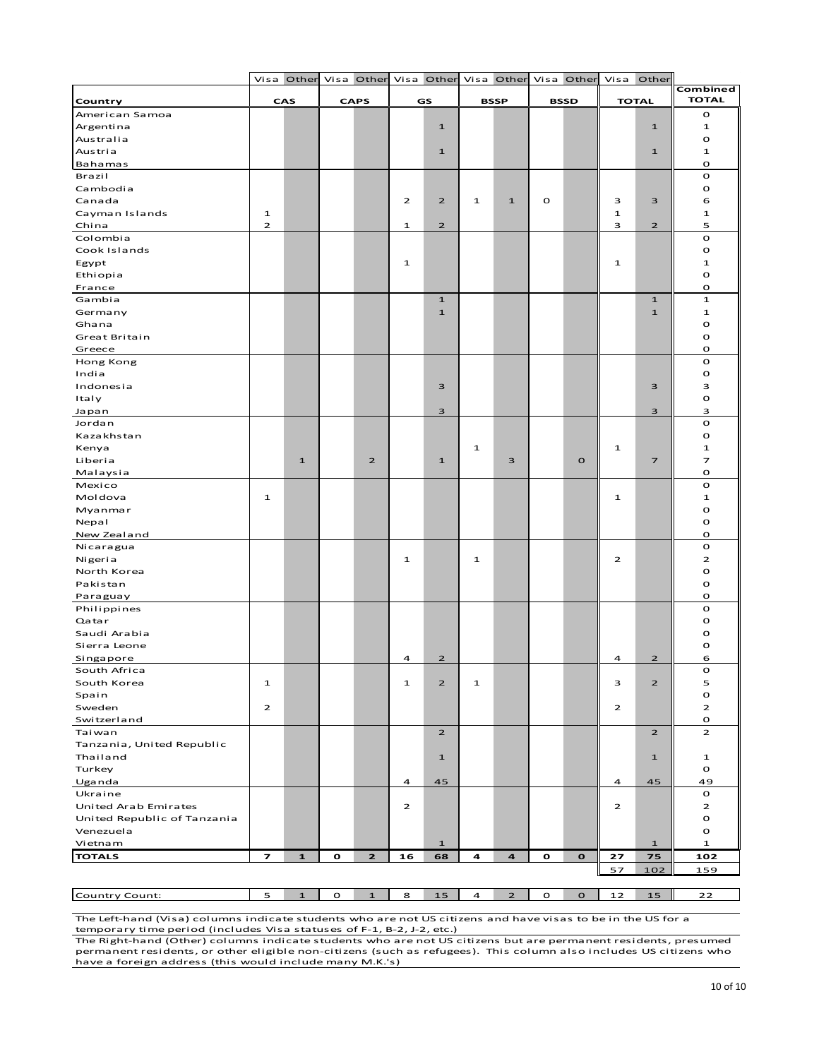| Country | CAS | | CAPS | | GS | | BSSP | | BSSD | | TOTAL | | Combined TOTAL |
|---|---|---|---|---|---|---|---|---|---|---|---|---|---|
| | Visa | Other | Visa | Other | Visa | Other | Visa | Other | Visa | Other | Visa | Other | |
| American Samoa | | | | | | | | | | | | | 0 |
| Argentina | | | | | | 1 | | | | | | 1 | 1 |
| Australia | | | | | | | | | | | | | 0 |
| Austria | | | | | | 1 | | | | | | 1 | 1 |
| Bahamas | | | | | | | | | | | | | 0 |
| Brazil | | | | | | | | | | | | | 0 |
| Cambodia | | | | | | | | | | | | | 0 |
| Canada | | | | | 2 | 2 | 1 | 1 | 0 | | 3 | 3 | 6 |
| Cayman Islands | 1 | | | | | | | | | | 1 | | 1 |
| China | 2 | | | | 1 | 2 | | | | | 3 | 2 | 5 |
| Colombia | | | | | | | | | | | | | 0 |
| Cook Islands | | | | | | | | | | | | | 0 |
| Egypt | | | | | 1 | | | | | | 1 | | 1 |
| Ethiopia | | | | | | | | | | | | | 0 |
| France | | | | | | | | | | | | | 0 |
| Gambia | | | | | | 1 | | | | | | 1 | 1 |
| Germany | | | | | | 1 | | | | | | 1 | 1 |
| Ghana | | | | | | | | | | | | | 0 |
| Great Britain | | | | | | | | | | | | | 0 |
| Greece | | | | | | | | | | | | | 0 |
| Hong Kong | | | | | | | | | | | | | 0 |
| India | | | | | | | | | | | | | 0 |
| Indonesia | | | | | | 3 | | | | | | 3 | 3 |
| Italy | | | | | | | | | | | | | 0 |
| Japan | | | | | | 3 | | | | | | 3 | 3 |
| Jordan | | | | | | | | | | | | | 0 |
| Kazakhstan | | | | | | | | | | | | | 0 |
| Kenya | | | | | | | 1 | | | | 1 | | 1 |
| Liberia | | 1 | | 2 | | 1 | | 3 | | 0 | | 7 | 7 |
| Malaysia | | | | | | | | | | | | | 0 |
| Mexico | | | | | | | | | | | | | 0 |
| Moldova | 1 | | | | | | | | | | 1 | | 1 |
| Myanmar | | | | | | | | | | | | | 0 |
| Nepal | | | | | | | | | | | | | 0 |
| New Zealand | | | | | | | | | | | | | 0 |
| Nicaragua | | | | | | | | | | | | | 0 |
| Nigeria | | | | | 1 | | 1 | | | | 2 | | 2 |
| North Korea | | | | | | | | | | | | | 0 |
| Pakistan | | | | | | | | | | | | | 0 |
| Paraguay | | | | | | | | | | | | | 0 |
| Philippines | | | | | | | | | | | | | 0 |
| Qatar | | | | | | | | | | | | | 0 |
| Saudi Arabia | | | | | | | | | | | | | 0 |
| Sierra Leone | | | | | | | | | | | | | 0 |
| Singapore | | | | | 4 | 2 | | | | | 4 | 2 | 6 |
| South Africa | | | | | | | | | | | | | 0 |
| South Korea | 1 | | | | 1 | 2 | 1 | | | | 3 | 2 | 5 |
| Spain | | | | | | | | | | | | | 0 |
| Sweden | 2 | | | | | | | | | | 2 | | 2 |
| Switzerland | | | | | | | | | | | | | 0 |
| Taiwan | | | | | | 2 | | | | | | 2 | 2 |
| Tanzania, United Republic | | | | | | | | | | | | | |
| Thailand | | | | | | 1 | | | | | | 1 | 1 |
| Turkey | | | | | | | | | | | | | 0 |
| Uganda | | | | | 4 | 45 | | | | | 4 | 45 | 49 |
| Ukraine | | | | | | | | | | | | | 0 |
| United Arab Emirates | | | | | 2 | | | | | | 2 | | 2 |
| United Republic of Tanzania | | | | | | | | | | | | | 0 |
| Venezuela | | | | | | | | | | | | | 0 |
| Vietnam | | | | | | 1 | | | | | | 1 | 1 |
| **TOTALS** | **7** | **1** | **0** | **2** | **16** | **68** | **4** | **4** | **0** | **0** | **27** | **75** | **102** |
| | | | | | | | | | | | 57 | 102 | 159 |

| | | | | | | | | | | | | | |
|---|---|---|---|---|---|---|---|---|---|---|---|---|---|
| Country Count: | 5 | 1 | 0 | 1 | 8 | 15 | 4 | 2 | 0 | 0 | 12 | 15 | 22 |

The Left-hand (Visa) columns indicate students who are not US citizens and have visas to be in the US for a temporary time period (includes Visa statuses of F-1, B-2, J-2, etc.)

The Right-hand (Other) columns indicate students who are not US citizens but are permanent residents, presumed permanent residents, or other eligible non-citizens (such as refugees). This column also includes US citizens who have a foreign address (this would include many M.K.'s)